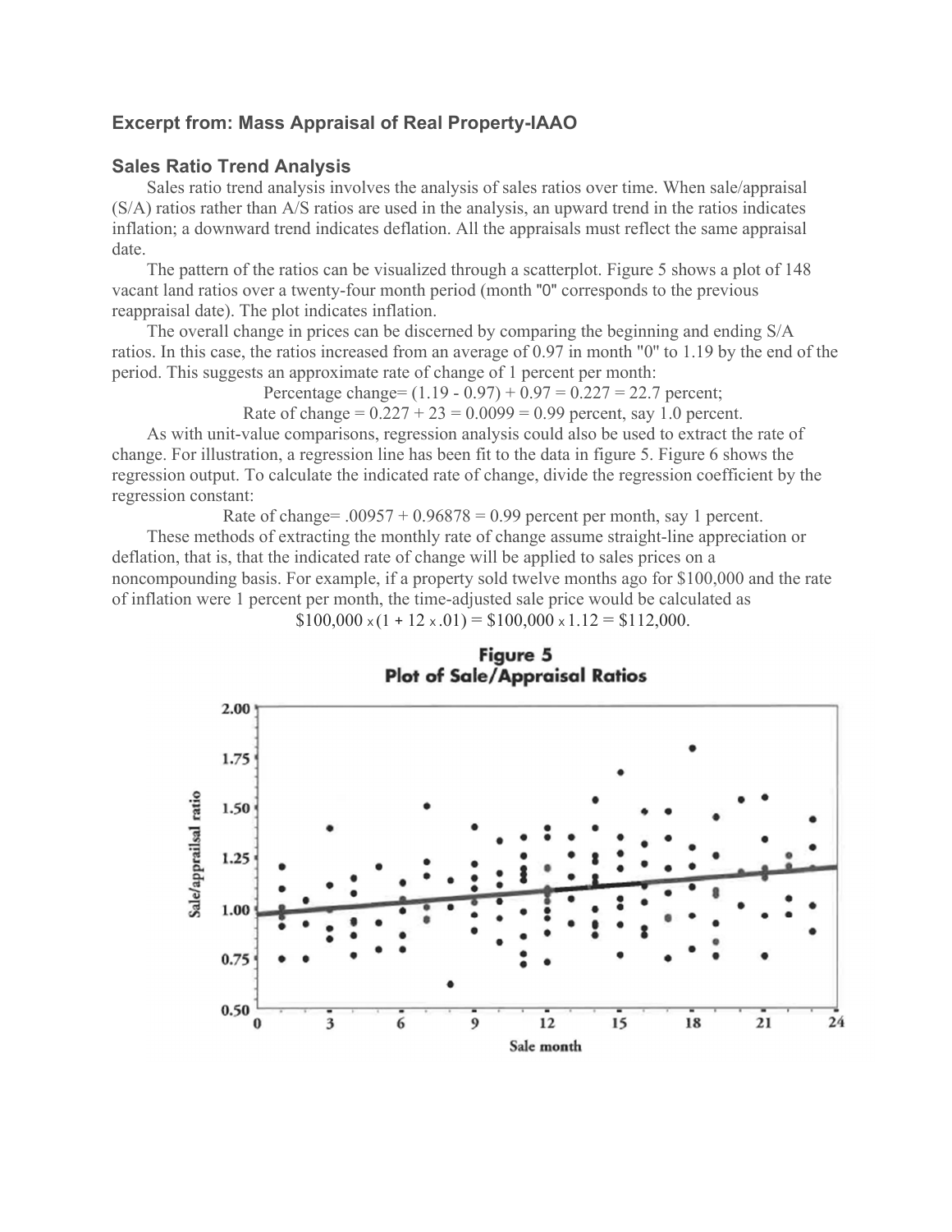### Excerpt from: Mass Appraisal of Real Property-IAAO

### Sales Ratio Trend Analysis

Sales ratio trend analysis involves the analysis of sales ratios over time. When sale/appraisal (S/A) ratios rather than A/S ratios are used in the analysis, an upward trend in the ratios indicates inflation; a downward trend indicates deflation. All the appraisals must reflect the same appraisal date.

The pattern of the ratios can be visualized through a scatterplot. Figure 5 shows a plot of 148 vacant land ratios over a twenty-four month period (month "0" corresponds to the previous reappraisal date). The plot indicates inflation.

The overall change in prices can be discerned by comparing the beginning and ending S/A ratios. In this case, the ratios increased from an average of 0.97 in month "0" to 1.19 by the end of the period. This suggests an approximate rate of change of 1 percent per month:

$$\text{Percentage change} = (1.19 - 0.97) + 0.97 = 0.227 = 22.7 \text{ percent;}$$

$$\text{Rate of change} = 0.227 + 23 = 0.0099 = 0.99 \text{ percent, say } 1.0 \text{ percent.}$$

As with unit-value comparisons, regression analysis could also be used to extract the rate of change. For illustration, a regression line has been fit to the data in figure 5. Figure 6 shows the regression output. To calculate the indicated rate of change, divide the regression coefficient by the regression constant:

$$\text{Rate of change} = .00957 + 0.96878 = 0.99 \text{ percent per month, say 1 percent.}$$

These methods of extracting the monthly rate of change assume straight-line appreciation or deflation, that is, that the indicated rate of change will be applied to sales prices on a noncompounding basis. For example, if a property sold twelve months ago for \$100,000 and the rate of inflation were 1 percent per month, the time-adjusted sale price would be calculated as

$$\$100{,}000 \times (1 + 12 \times .01) = \$100{,}000 \times 1.12 = \$112{,}000.$$

**Figure 5**
**Plot of Sale/Appraisal Ratios**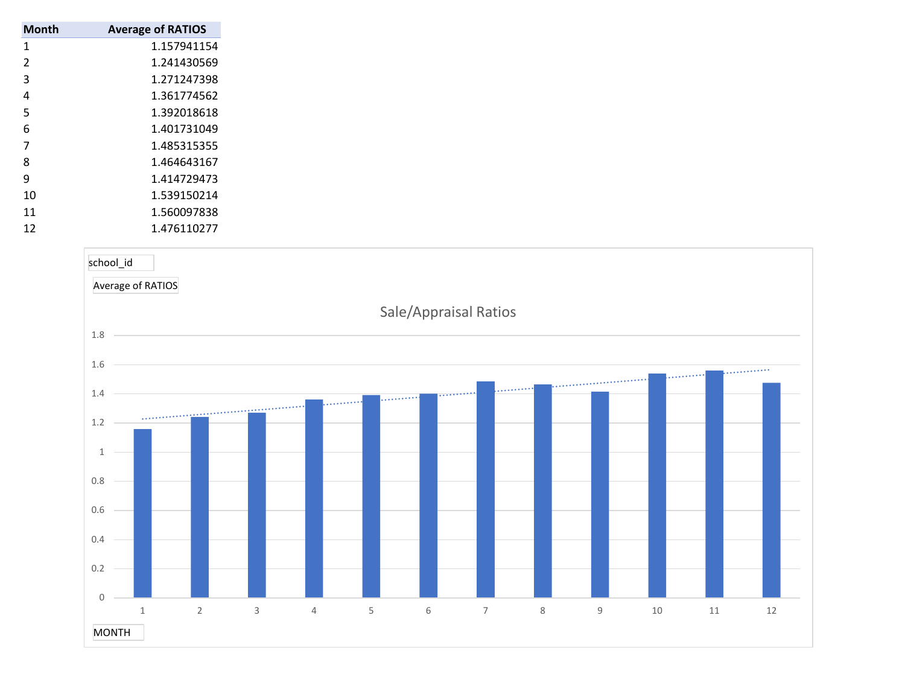| Month | Average of RATIOS |
| --- | --- |
| 1 | 1.157941154 |
| 2 | 1.241430569 |
| 3 | 1.271247398 |
| 4 | 1.361774562 |
| 5 | 1.392018618 |
| 6 | 1.401731049 |
| 7 | 1.485315355 |
| 8 | 1.464643167 |
| 9 | 1.414729473 |
| 10 | 1.539150214 |
| 11 | 1.560097838 |
| 12 | 1.476110277 |

school_id

Average of RATIOS

Sale/Appraisal Ratios

1.8
1.6
1.4
1.2
1
0.8
0.6
0.4
0.2
0

1 2 3 4 5 6 7 8 9 10 11 12

MONTH